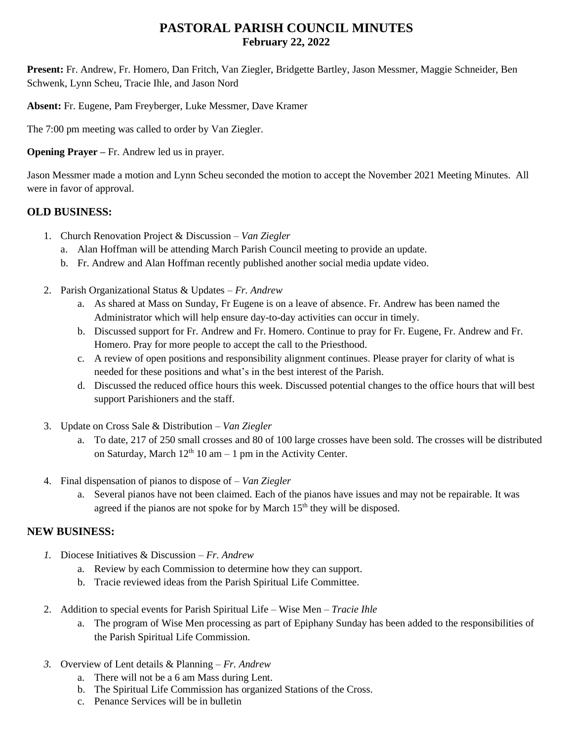# PASTORAL PARISH COUNCIL MINUTES

**February 22, 2022**

**Present:** Fr. Andrew, Fr. Homero, Dan Fritch, Van Ziegler, Bridgette Bartley, Jason Messmer, Maggie Schneider, Ben Schwenk, Lynn Scheu, Tracie Ihle, and Jason Nord

**Absent:** Fr. Eugene, Pam Freyberger, Luke Messmer, Dave Kramer

The 7:00 pm meeting was called to order by Van Ziegler.

**Opening Prayer –** Fr. Andrew led us in prayer.

Jason Messmer made a motion and Lynn Scheu seconded the motion to accept the November 2021 Meeting Minutes. All were in favor of approval.

## OLD BUSINESS:

1. Church Renovation Project & Discussion – *Van Ziegler*
   a. Alan Hoffman will be attending March Parish Council meeting to provide an update.
   b. Fr. Andrew and Alan Hoffman recently published another social media update video.

2. Parish Organizational Status & Updates – *Fr. Andrew*
   a. As shared at Mass on Sunday, Fr Eugene is on a leave of absence. Fr. Andrew has been named the Administrator which will help ensure day-to-day activities can occur in timely.
   b. Discussed support for Fr. Andrew and Fr. Homero. Continue to pray for Fr. Eugene, Fr. Andrew and Fr. Homero. Pray for more people to accept the call to the Priesthood.
   c. A review of open positions and responsibility alignment continues. Please prayer for clarity of what is needed for these positions and what's in the best interest of the Parish.
   d. Discussed the reduced office hours this week. Discussed potential changes to the office hours that will best support Parishioners and the staff.

3. Update on Cross Sale & Distribution – *Van Ziegler*
   a. To date, 217 of 250 small crosses and 80 of 100 large crosses have been sold. The crosses will be distributed on Saturday, March 12th 10 am – 1 pm in the Activity Center.

4. Final dispensation of pianos to dispose of – *Van Ziegler*
   a. Several pianos have not been claimed. Each of the pianos have issues and may not be repairable. It was agreed if the pianos are not spoke for by March 15th they will be disposed.

## NEW BUSINESS:

1. Diocese Initiatives & Discussion – *Fr. Andrew*
   a. Review by each Commission to determine how they can support.
   b. Tracie reviewed ideas from the Parish Spiritual Life Committee.

2. Addition to special events for Parish Spiritual Life – Wise Men – *Tracie Ihle*
   a. The program of Wise Men processing as part of Epiphany Sunday has been added to the responsibilities of the Parish Spiritual Life Commission.

3. Overview of Lent details & Planning – *Fr. Andrew*
   a. There will not be a 6 am Mass during Lent.
   b. The Spiritual Life Commission has organized Stations of the Cross.
   c. Penance Services will be in bulletin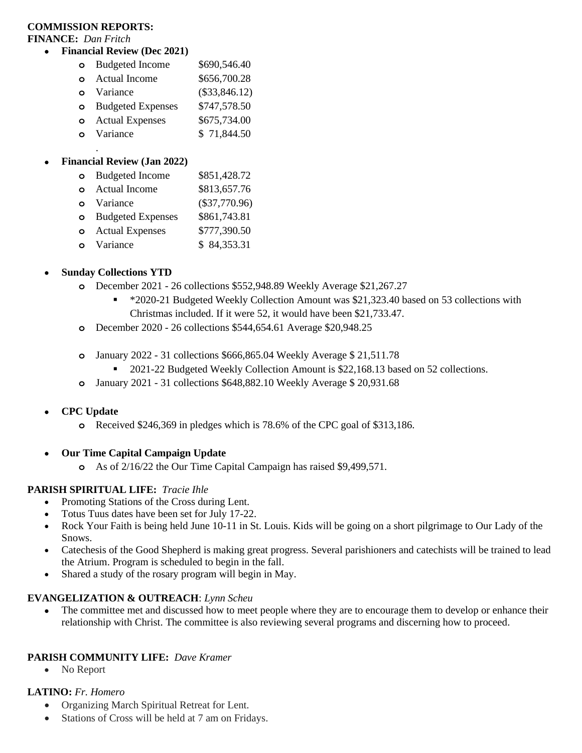**COMMISSION REPORTS:**

**FINANCE:** *Dan Fritch*

- **Financial Review (Dec 2021)**
  - Budgeted Income $690,546.40
  - Actual Income $656,700.28
  - Variance ($33,846.12)
  - Budgeted Expenses $747,578.50
  - Actual Expenses $675,734.00
  - Variance $ 71,844.50

  .

- **Financial Review (Jan 2022)**
  - Budgeted Income $851,428.72
  - Actual Income $813,657.76
  - Variance ($37,770.96)
  - Budgeted Expenses $861,743.81
  - Actual Expenses $777,390.50
  - Variance $ 84,353.31

- **Sunday Collections YTD**
  - December 2021 - 26 collections $552,948.89 Weekly Average $21,267.27
    - *2020-21 Budgeted Weekly Collection Amount was $21,323.40 based on 53 collections with Christmas included. If it were 52, it would have been $21,733.47.
  - December 2020 - 26 collections $544,654.61 Average $20,948.25
  - January 2022 - 31 collections $666,865.04 Weekly Average $ 21,511.78
    - 2021-22 Budgeted Weekly Collection Amount is $22,168.13 based on 52 collections.
  - January 2021 - 31 collections $648,882.10 Weekly Average $ 20,931.68

- **CPC Update**
  - Received $246,369 in pledges which is 78.6% of the CPC goal of $313,186.

- **Our Time Capital Campaign Update**
  - As of 2/16/22 the Our Time Capital Campaign has raised $9,499,571.

**PARISH SPIRITUAL LIFE:** *Tracie Ihle*

- Promoting Stations of the Cross during Lent.
- Totus Tuus dates have been set for July 17-22.
- Rock Your Faith is being held June 10-11 in St. Louis. Kids will be going on a short pilgrimage to Our Lady of the Snows.
- Catechesis of the Good Shepherd is making great progress. Several parishioners and catechists will be trained to lead the Atrium. Program is scheduled to begin in the fall.
- Shared a study of the rosary program will begin in May.

**EVANGELIZATION & OUTREACH**: *Lynn Scheu*

- The committee met and discussed how to meet people where they are to encourage them to develop or enhance their relationship with Christ. The committee is also reviewing several programs and discerning how to proceed.

**PARISH COMMUNITY LIFE:** *Dave Kramer*

- No Report

**LATINO:** *Fr. Homero*

- Organizing March Spiritual Retreat for Lent.
- Stations of Cross will be held at 7 am on Fridays.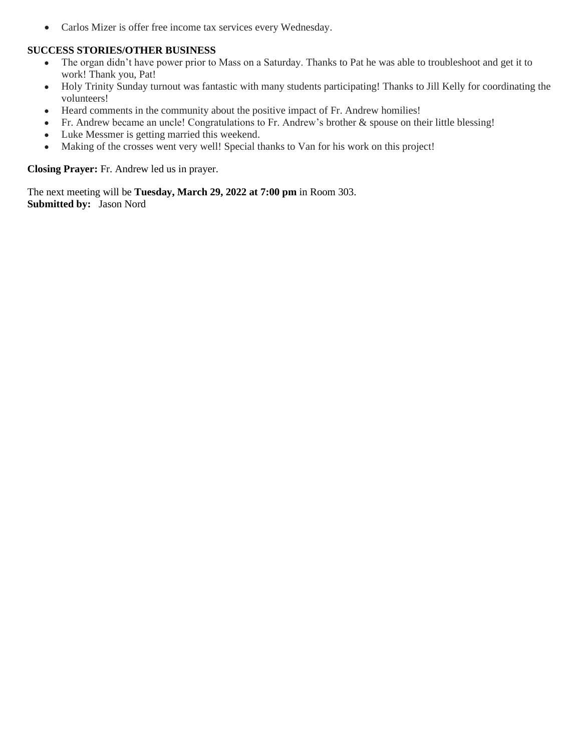- Carlos Mizer is offer free income tax services every Wednesday.

**SUCCESS STORIES/OTHER BUSINESS**

- The organ didn’t have power prior to Mass on a Saturday. Thanks to Pat he was able to troubleshoot and get it to work! Thank you, Pat!
- Holy Trinity Sunday turnout was fantastic with many students participating! Thanks to Jill Kelly for coordinating the volunteers!
- Heard comments in the community about the positive impact of Fr. Andrew homilies!
- Fr. Andrew became an uncle! Congratulations to Fr. Andrew’s brother & spouse on their little blessing!
- Luke Messmer is getting married this weekend.
- Making of the crosses went very well! Special thanks to Van for his work on this project!

**Closing Prayer:** Fr. Andrew led us in prayer.

The next meeting will be **Tuesday, March 29, 2022 at 7:00 pm** in Room 303.
**Submitted by:** Jason Nord